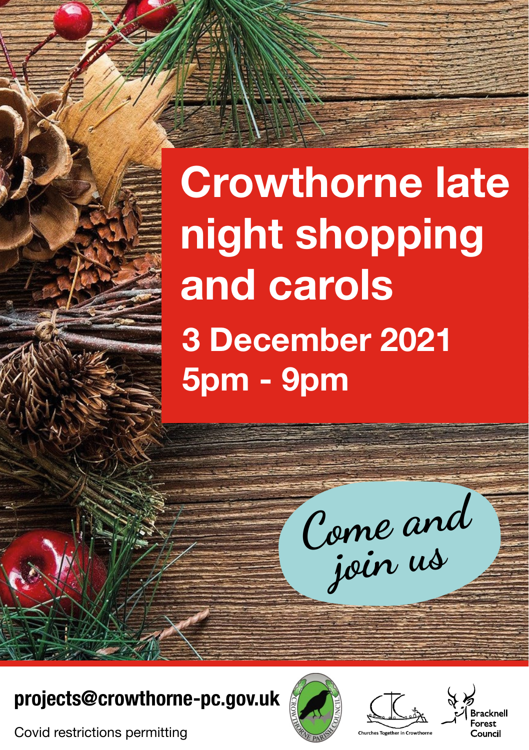# Crowthorne late night shopping and carols

## 3 December 2021
## 5pm - 9pm

*Come and join us*

**projects@crowthorne-pc.gov.uk**

Covid restrictions permitting

Crowthorne Parish Council

Churches Together in Crowthorne

Bracknell Forest Council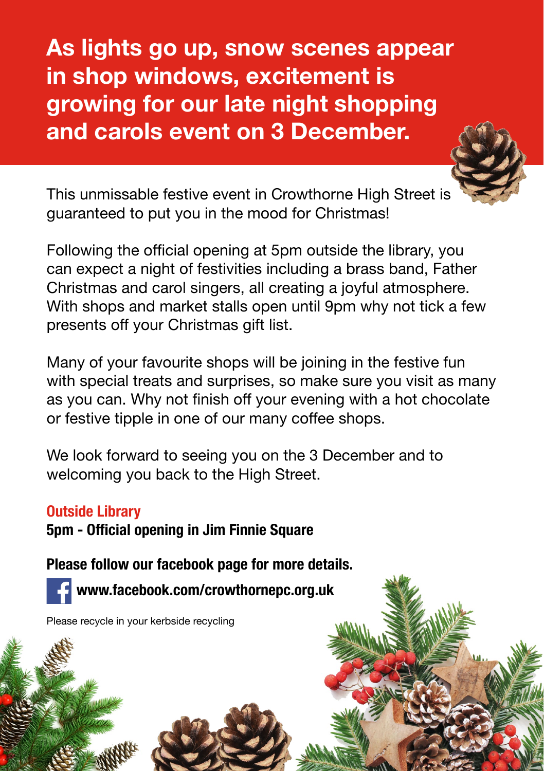# As lights go up, snow scenes appear in shop windows, excitement is growing for our late night shopping and carols event on 3 December.

This unmissable festive event in Crowthorne High Street is guaranteed to put you in the mood for Christmas!

Following the official opening at 5pm outside the library, you can expect a night of festivities including a brass band, Father Christmas and carol singers, all creating a joyful atmosphere. With shops and market stalls open until 9pm why not tick a few presents off your Christmas gift list.

Many of your favourite shops will be joining in the festive fun with special treats and surprises, so make sure you visit as many as you can. Why not finish off your evening with a hot chocolate or festive tipple in one of our many coffee shops.

We look forward to seeing you on the 3 December and to welcoming you back to the High Street.

**Outside Library**

**5pm - Official opening in Jim Finnie Square**

**Please follow our facebook page for more details.**

**www.facebook.com/crowthornepc.org.uk**

Please recycle in your kerbside recycling